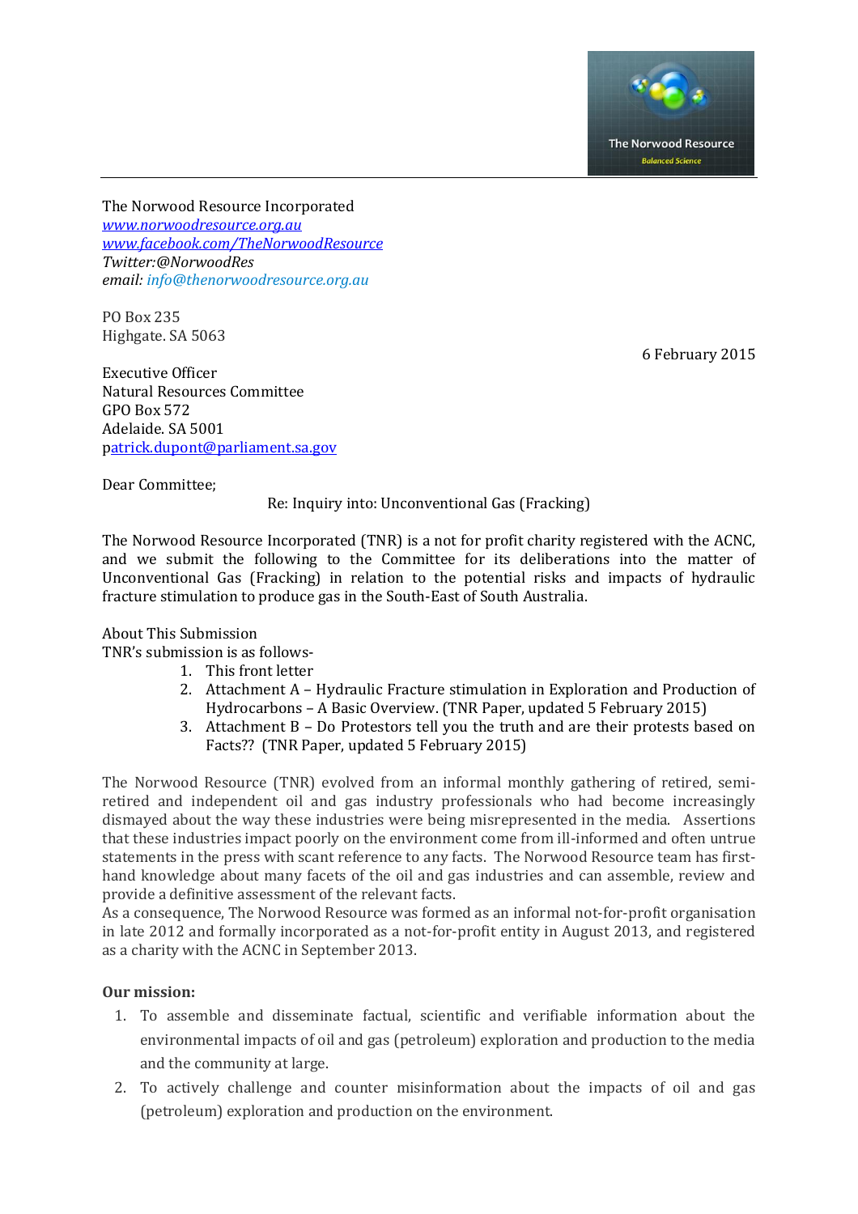The Norwood Resource Incorporated
*www.norwoodresource.org.au*
*www.facebook.com/TheNorwoodResource*
*Twitter:@NorwoodRes*
*email: info@thenorwoodresource.org.au*

PO Box 235
Highgate. SA 5063

6 February 2015

Executive Officer
Natural Resources Committee
GPO Box 572
Adelaide. SA 5001
patrick.dupont@parliament.sa.gov

Dear Committee;

Re: Inquiry into: Unconventional Gas (Fracking)

The Norwood Resource Incorporated (TNR) is a not for profit charity registered with the ACNC, and we submit the following to the Committee for its deliberations into the matter of Unconventional Gas (Fracking) in relation to the potential risks and impacts of hydraulic fracture stimulation to produce gas in the South-East of South Australia.

About This Submission
TNR's submission is as follows-

1. This front letter
2. Attachment A – Hydraulic Fracture stimulation in Exploration and Production of Hydrocarbons – A Basic Overview. (TNR Paper, updated 5 February 2015)
3. Attachment B – Do Protestors tell you the truth and are their protests based on Facts?? (TNR Paper, updated 5 February 2015)

The Norwood Resource (TNR) evolved from an informal monthly gathering of retired, semi-retired and independent oil and gas industry professionals who had become increasingly dismayed about the way these industries were being misrepresented in the media. Assertions that these industries impact poorly on the environment come from ill-informed and often untrue statements in the press with scant reference to any facts. The Norwood Resource team has first-hand knowledge about many facets of the oil and gas industries and can assemble, review and provide a definitive assessment of the relevant facts.
As a consequence, The Norwood Resource was formed as an informal not-for-profit organisation in late 2012 and formally incorporated as a not-for-profit entity in August 2013, and registered as a charity with the ACNC in September 2013.

**Our mission:**

1. To assemble and disseminate factual, scientific and verifiable information about the environmental impacts of oil and gas (petroleum) exploration and production to the media and the community at large.
2. To actively challenge and counter misinformation about the impacts of oil and gas (petroleum) exploration and production on the environment.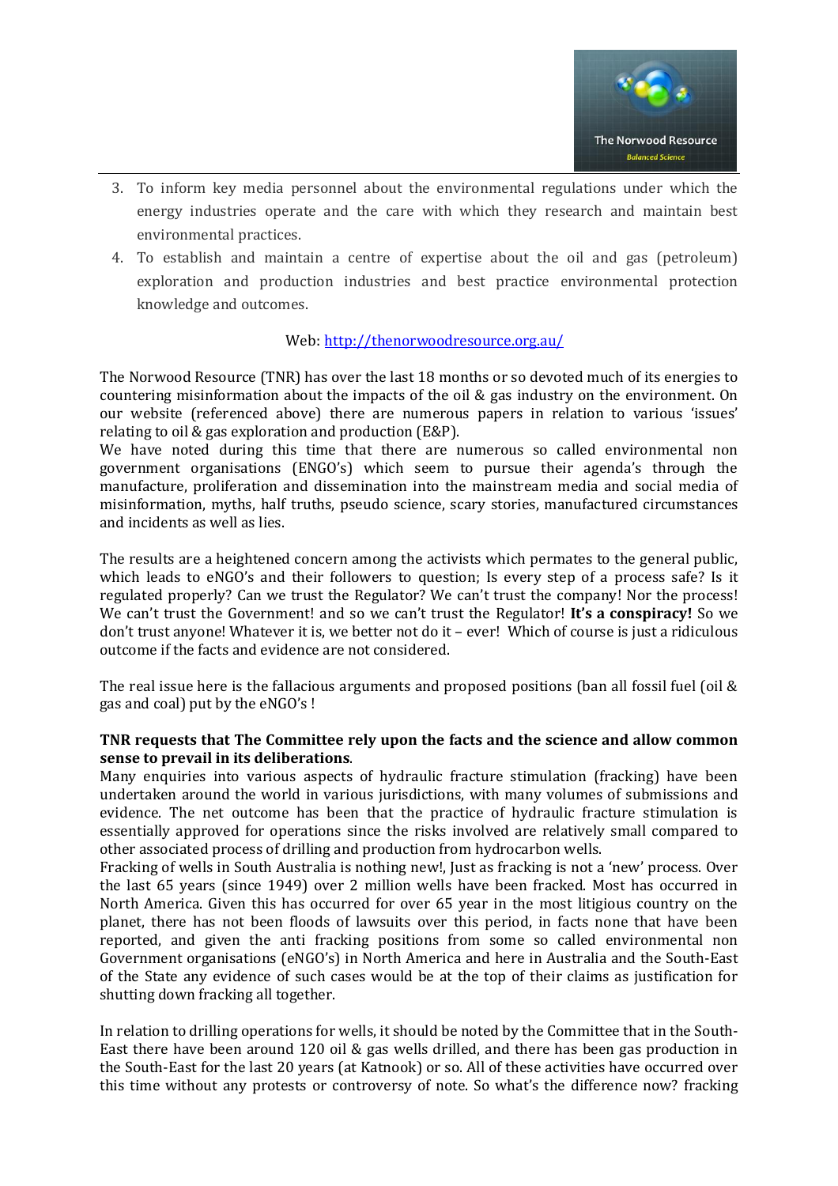3. To inform key media personnel about the environmental regulations under which the energy industries operate and the care with which they research and maintain best environmental practices.
4. To establish and maintain a centre of expertise about the oil and gas (petroleum) exploration and production industries and best practice environmental protection knowledge and outcomes.

Web: [http://thenorwoodresource.org.au/](http://thenorwoodresource.org.au/)

The Norwood Resource (TNR) has over the last 18 months or so devoted much of its energies to countering misinformation about the impacts of the oil & gas industry on the environment. On our website (referenced above) there are numerous papers in relation to various 'issues' relating to oil & gas exploration and production (E&P).

We have noted during this time that there are numerous so called environmental non government organisations (ENGO's) which seem to pursue their agenda's through the manufacture, proliferation and dissemination into the mainstream media and social media of misinformation, myths, half truths, pseudo science, scary stories, manufactured circumstances and incidents as well as lies.

The results are a heightened concern among the activists which permates to the general public, which leads to eNGO's and their followers to question; Is every step of a process safe? Is it regulated properly? Can we trust the Regulator? We can't trust the company! Nor the process! We can't trust the Government! and so we can't trust the Regulator! **It's a conspiracy!** So we don't trust anyone! Whatever it is, we better not do it – ever! Which of course is just a ridiculous outcome if the facts and evidence are not considered.

The real issue here is the fallacious arguments and proposed positions (ban all fossil fuel (oil & gas and coal) put by the eNGO's !

**TNR requests that The Committee rely upon the facts and the science and allow common sense to prevail in its deliberations**.

Many enquiries into various aspects of hydraulic fracture stimulation (fracking) have been undertaken around the world in various jurisdictions, with many volumes of submissions and evidence. The net outcome has been that the practice of hydraulic fracture stimulation is essentially approved for operations since the risks involved are relatively small compared to other associated process of drilling and production from hydrocarbon wells.

Fracking of wells in South Australia is nothing new!, Just as fracking is not a 'new' process. Over the last 65 years (since 1949) over 2 million wells have been fracked. Most has occurred in North America. Given this has occurred for over 65 year in the most litigious country on the planet, there has not been floods of lawsuits over this period, in facts none that have been reported, and given the anti fracking positions from some so called environmental non Government organisations (eNGO's) in North America and here in Australia and the South-East of the State any evidence of such cases would be at the top of their claims as justification for shutting down fracking all together.

In relation to drilling operations for wells, it should be noted by the Committee that in the South-East there have been around 120 oil & gas wells drilled, and there has been gas production in the South-East for the last 20 years (at Katnook) or so. All of these activities have occurred over this time without any protests or controversy of note. So what's the difference now? fracking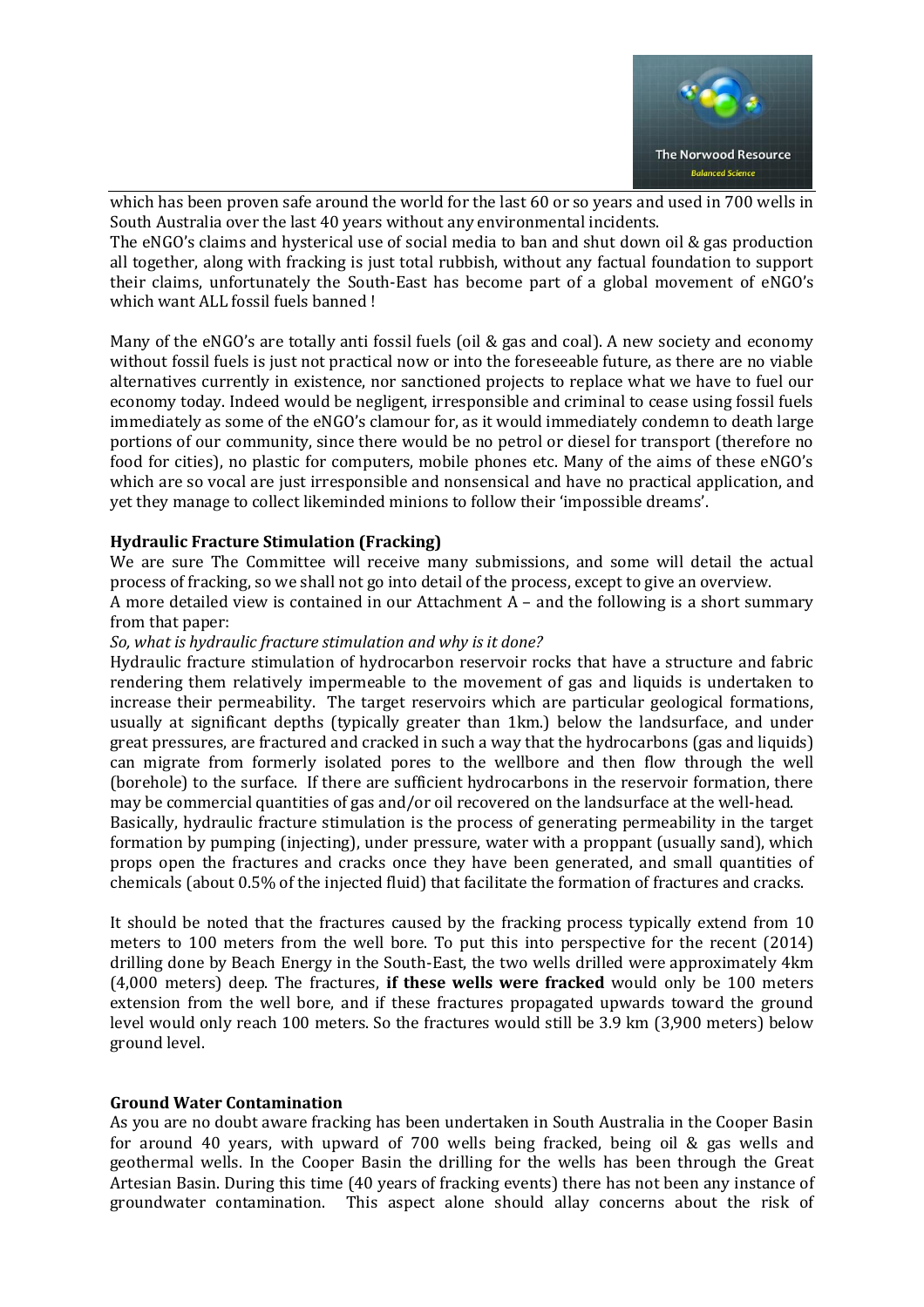which has been proven safe around the world for the last 60 or so years and used in 700 wells in South Australia over the last 40 years without any environmental incidents.
The eNGO's claims and hysterical use of social media to ban and shut down oil & gas production all together, along with fracking is just total rubbish, without any factual foundation to support their claims, unfortunately the South-East has become part of a global movement of eNGO's which want ALL fossil fuels banned !

Many of the eNGO's are totally anti fossil fuels (oil & gas and coal). A new society and economy without fossil fuels is just not practical now or into the foreseeable future, as there are no viable alternatives currently in existence, nor sanctioned projects to replace what we have to fuel our economy today. Indeed would be negligent, irresponsible and criminal to cease using fossil fuels immediately as some of the eNGO's clamour for, as it would immediately condemn to death large portions of our community, since there would be no petrol or diesel for transport (therefore no food for cities), no plastic for computers, mobile phones etc. Many of the aims of these eNGO's which are so vocal are just irresponsible and nonsensical and have no practical application, and yet they manage to collect likeminded minions to follow their 'impossible dreams'.

**Hydraulic Fracture Stimulation (Fracking)**

We are sure The Committee will receive many submissions, and some will detail the actual process of fracking, so we shall not go into detail of the process, except to give an overview.
A more detailed view is contained in our Attachment A – and the following is a short summary from that paper:

*So, what is hydraulic fracture stimulation and why is it done?*

Hydraulic fracture stimulation of hydrocarbon reservoir rocks that have a structure and fabric rendering them relatively impermeable to the movement of gas and liquids is undertaken to increase their permeability. The target reservoirs which are particular geological formations, usually at significant depths (typically greater than 1km.) below the landsurface, and under great pressures, are fractured and cracked in such a way that the hydrocarbons (gas and liquids) can migrate from formerly isolated pores to the wellbore and then flow through the well (borehole) to the surface. If there are sufficient hydrocarbons in the reservoir formation, there may be commercial quantities of gas and/or oil recovered on the landsurface at the well-head.
Basically, hydraulic fracture stimulation is the process of generating permeability in the target formation by pumping (injecting), under pressure, water with a proppant (usually sand), which props open the fractures and cracks once they have been generated, and small quantities of chemicals (about 0.5% of the injected fluid) that facilitate the formation of fractures and cracks.

It should be noted that the fractures caused by the fracking process typically extend from 10 meters to 100 meters from the well bore. To put this into perspective for the recent (2014) drilling done by Beach Energy in the South-East, the two wells drilled were approximately 4km (4,000 meters) deep. The fractures, **if these wells were fracked** would only be 100 meters extension from the well bore, and if these fractures propagated upwards toward the ground level would only reach 100 meters. So the fractures would still be 3.9 km (3,900 meters) below ground level.

**Ground Water Contamination**

As you are no doubt aware fracking has been undertaken in South Australia in the Cooper Basin for around 40 years, with upward of 700 wells being fracked, being oil & gas wells and geothermal wells. In the Cooper Basin the drilling for the wells has been through the Great Artesian Basin. During this time (40 years of fracking events) there has not been any instance of groundwater contamination. This aspect alone should allay concerns about the risk of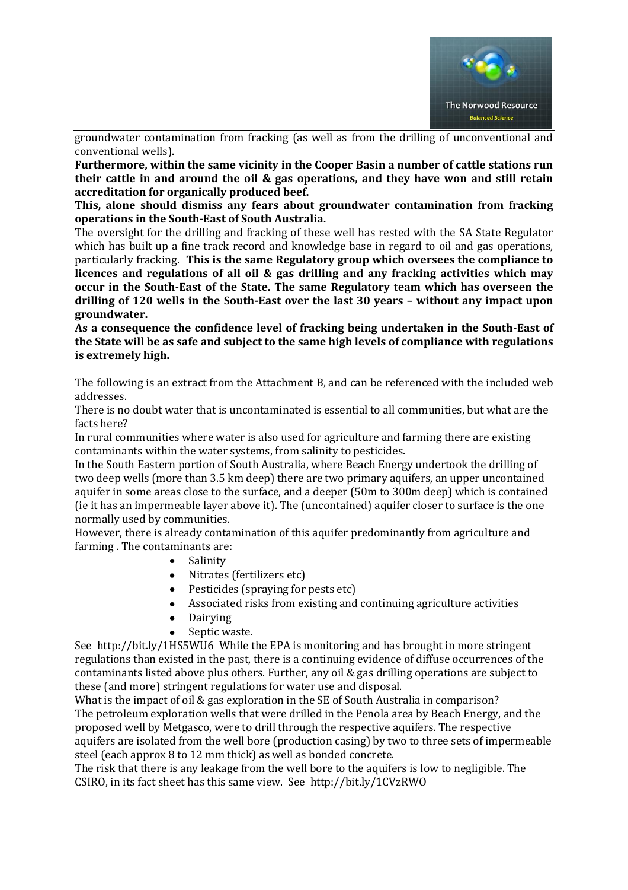groundwater contamination from fracking (as well as from the drilling of unconventional and conventional wells).

**Furthermore, within the same vicinity in the Cooper Basin a number of cattle stations run their cattle in and around the oil & gas operations, and they have won and still retain accreditation for organically produced beef.**

**This, alone should dismiss any fears about groundwater contamination from fracking operations in the South-East of South Australia.**

The oversight for the drilling and fracking of these well has rested with the SA State Regulator which has built up a fine track record and knowledge base in regard to oil and gas operations, particularly fracking. **This is the same Regulatory group which oversees the compliance to licences and regulations of all oil & gas drilling and any fracking activities which may occur in the South-East of the State. The same Regulatory team which has overseen the drilling of 120 wells in the South-East over the last 30 years – without any impact upon groundwater.**

**As a consequence the confidence level of fracking being undertaken in the South-East of the State will be as safe and subject to the same high levels of compliance with regulations is extremely high.**

The following is an extract from the Attachment B, and can be referenced with the included web addresses.

There is no doubt water that is uncontaminated is essential to all communities, but what are the facts here?

In rural communities where water is also used for agriculture and farming there are existing contaminants within the water systems, from salinity to pesticides.

In the South Eastern portion of South Australia, where Beach Energy undertook the drilling of two deep wells (more than 3.5 km deep) there are two primary aquifers, an upper uncontained aquifer in some areas close to the surface, and a deeper (50m to 300m deep) which is contained (ie it has an impermeable layer above it). The (uncontained) aquifer closer to surface is the one normally used by communities.

However, there is already contamination of this aquifer predominantly from agriculture and farming . The contaminants are:

- Salinity
- Nitrates (fertilizers etc)
- Pesticides (spraying for pests etc)
- Associated risks from existing and continuing agriculture activities
- Dairying
- Septic waste.

See http://bit.ly/1HS5WU6 While the EPA is monitoring and has brought in more stringent regulations than existed in the past, there is a continuing evidence of diffuse occurrences of the contaminants listed above plus others. Further, any oil & gas drilling operations are subject to these (and more) stringent regulations for water use and disposal.

What is the impact of oil & gas exploration in the SE of South Australia in comparison?

The petroleum exploration wells that were drilled in the Penola area by Beach Energy, and the proposed well by Metgasco, were to drill through the respective aquifers. The respective aquifers are isolated from the well bore (production casing) by two to three sets of impermeable steel (each approx 8 to 12 mm thick) as well as bonded concrete.

The risk that there is any leakage from the well bore to the aquifers is low to negligible. The CSIRO, in its fact sheet has this same view. See http://bit.ly/1CVzRWO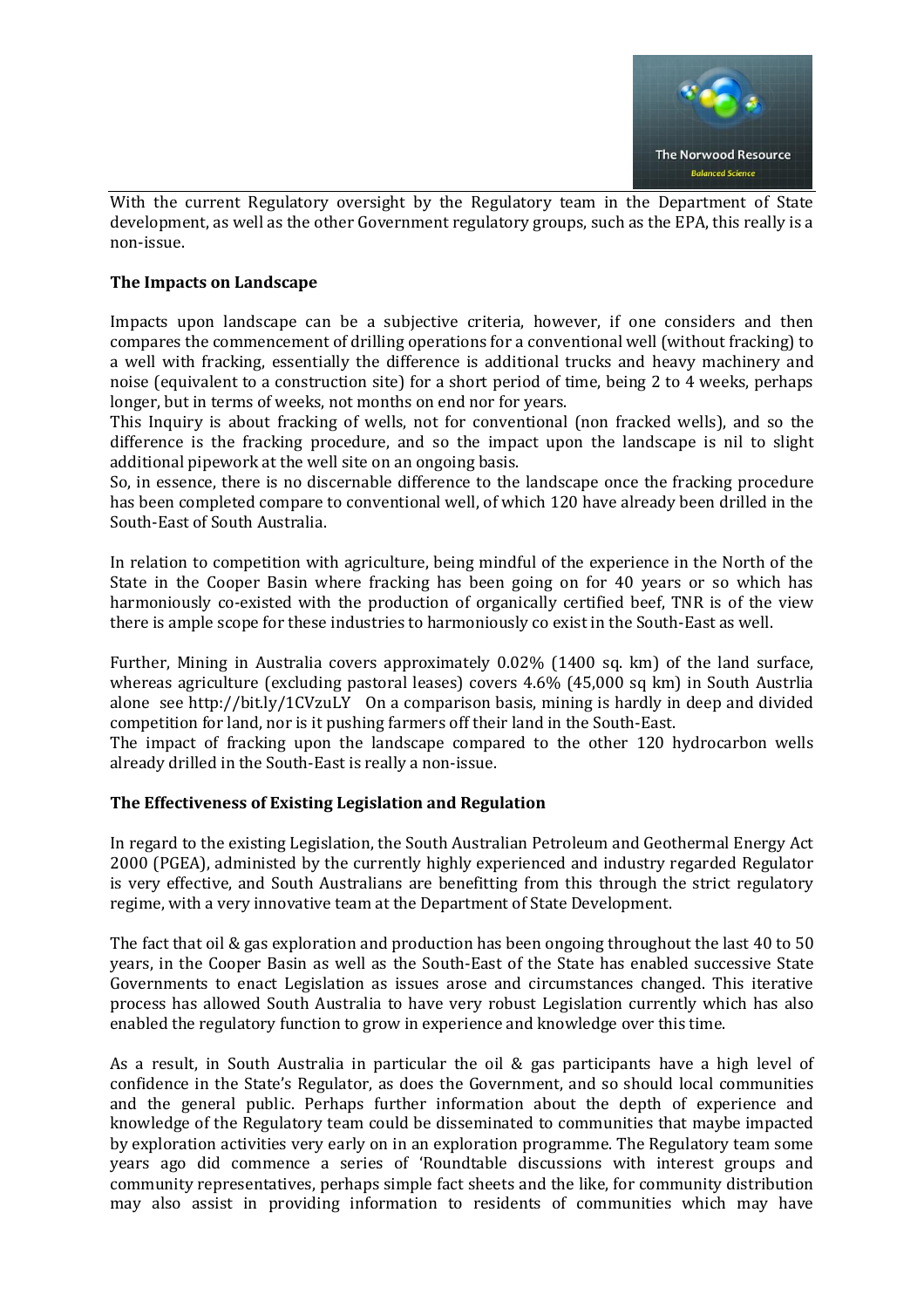With the current Regulatory oversight by the Regulatory team in the Department of State development, as well as the other Government regulatory groups, such as the EPA, this really is a non-issue.

**The Impacts on Landscape**

Impacts upon landscape can be a subjective criteria, however, if one considers and then compares the commencement of drilling operations for a conventional well (without fracking) to a well with fracking, essentially the difference is additional trucks and heavy machinery and noise (equivalent to a construction site) for a short period of time, being 2 to 4 weeks, perhaps longer, but in terms of weeks, not months on end nor for years.

This Inquiry is about fracking of wells, not for conventional (non fracked wells), and so the difference is the fracking procedure, and so the impact upon the landscape is nil to slight additional pipework at the well site on an ongoing basis.

So, in essence, there is no discernable difference to the landscape once the fracking procedure has been completed compare to conventional well, of which 120 have already been drilled in the South-East of South Australia.

In relation to competition with agriculture, being mindful of the experience in the North of the State in the Cooper Basin where fracking has been going on for 40 years or so which has harmoniously co-existed with the production of organically certified beef, TNR is of the view there is ample scope for these industries to harmoniously co exist in the South-East as well.

Further, Mining in Australia covers approximately 0.02% (1400 sq. km) of the land surface, whereas agriculture (excluding pastoral leases) covers 4.6% (45,000 sq km) in South Austrlia alone see http://bit.ly/1CVzuLY On a comparison basis, mining is hardly in deep and divided competition for land, nor is it pushing farmers off their land in the South-East.

The impact of fracking upon the landscape compared to the other 120 hydrocarbon wells already drilled in the South-East is really a non-issue.

**The Effectiveness of Existing Legislation and Regulation**

In regard to the existing Legislation, the South Australian Petroleum and Geothermal Energy Act 2000 (PGEA), administed by the currently highly experienced and industry regarded Regulator is very effective, and South Australians are benefitting from this through the strict regulatory regime, with a very innovative team at the Department of State Development.

The fact that oil & gas exploration and production has been ongoing throughout the last 40 to 50 years, in the Cooper Basin as well as the South-East of the State has enabled successive State Governments to enact Legislation as issues arose and circumstances changed. This iterative process has allowed South Australia to have very robust Legislation currently which has also enabled the regulatory function to grow in experience and knowledge over this time.

As a result, in South Australia in particular the oil & gas participants have a high level of confidence in the State's Regulator, as does the Government, and so should local communities and the general public. Perhaps further information about the depth of experience and knowledge of the Regulatory team could be disseminated to communities that maybe impacted by exploration activities very early on in an exploration programme. The Regulatory team some years ago did commence a series of 'Roundtable discussions with interest groups and community representatives, perhaps simple fact sheets and the like, for community distribution may also assist in providing information to residents of communities which may have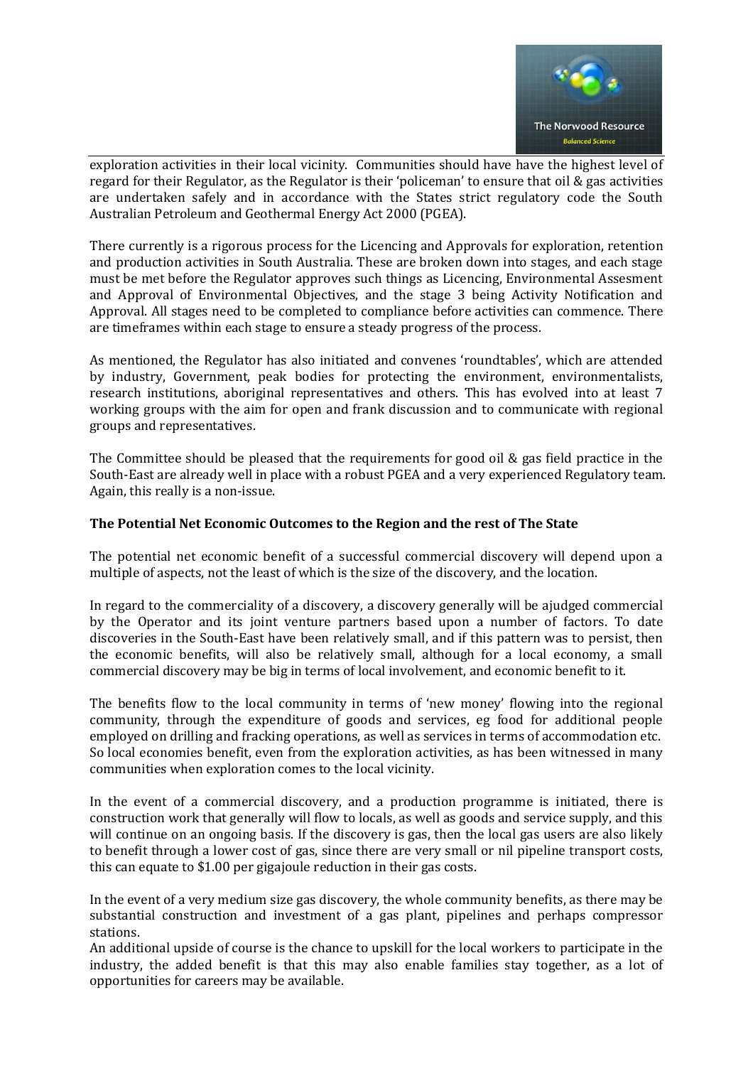exploration activities in their local vicinity. Communities should have have the highest level of regard for their Regulator, as the Regulator is their 'policeman' to ensure that oil & gas activities are undertaken safely and in accordance with the States strict regulatory code the South Australian Petroleum and Geothermal Energy Act 2000 (PGEA).

There currently is a rigorous process for the Licencing and Approvals for exploration, retention and production activities in South Australia. These are broken down into stages, and each stage must be met before the Regulator approves such things as Licencing, Environmental Assesment and Approval of Environmental Objectives, and the stage 3 being Activity Notification and Approval. All stages need to be completed to compliance before activities can commence. There are timeframes within each stage to ensure a steady progress of the process.

As mentioned, the Regulator has also initiated and convenes 'roundtables', which are attended by industry, Government, peak bodies for protecting the environment, environmentalists, research institutions, aboriginal representatives and others. This has evolved into at least 7 working groups with the aim for open and frank discussion and to communicate with regional groups and representatives.

The Committee should be pleased that the requirements for good oil & gas field practice in the South-East are already well in place with a robust PGEA and a very experienced Regulatory team. Again, this really is a non-issue.

**The Potential Net Economic Outcomes to the Region and the rest of The State**

The potential net economic benefit of a successful commercial discovery will depend upon a multiple of aspects, not the least of which is the size of the discovery, and the location.

In regard to the commerciality of a discovery, a discovery generally will be ajudged commercial by the Operator and its joint venture partners based upon a number of factors. To date discoveries in the South-East have been relatively small, and if this pattern was to persist, then the economic benefits, will also be relatively small, although for a local economy, a small commercial discovery may be big in terms of local involvement, and economic benefit to it.

The benefits flow to the local community in terms of 'new money' flowing into the regional community, through the expenditure of goods and services, eg food for additional people employed on drilling and fracking operations, as well as services in terms of accommodation etc. So local economies benefit, even from the exploration activities, as has been witnessed in many communities when exploration comes to the local vicinity.

In the event of a commercial discovery, and a production programme is initiated, there is construction work that generally will flow to locals, as well as goods and service supply, and this will continue on an ongoing basis. If the discovery is gas, then the local gas users are also likely to benefit through a lower cost of gas, since there are very small or nil pipeline transport costs, this can equate to $1.00 per gigajoule reduction in their gas costs.

In the event of a very medium size gas discovery, the whole community benefits, as there may be substantial construction and investment of a gas plant, pipelines and perhaps compressor stations.

An additional upside of course is the chance to upskill for the local workers to participate in the industry, the added benefit is that this may also enable families stay together, as a lot of opportunities for careers may be available.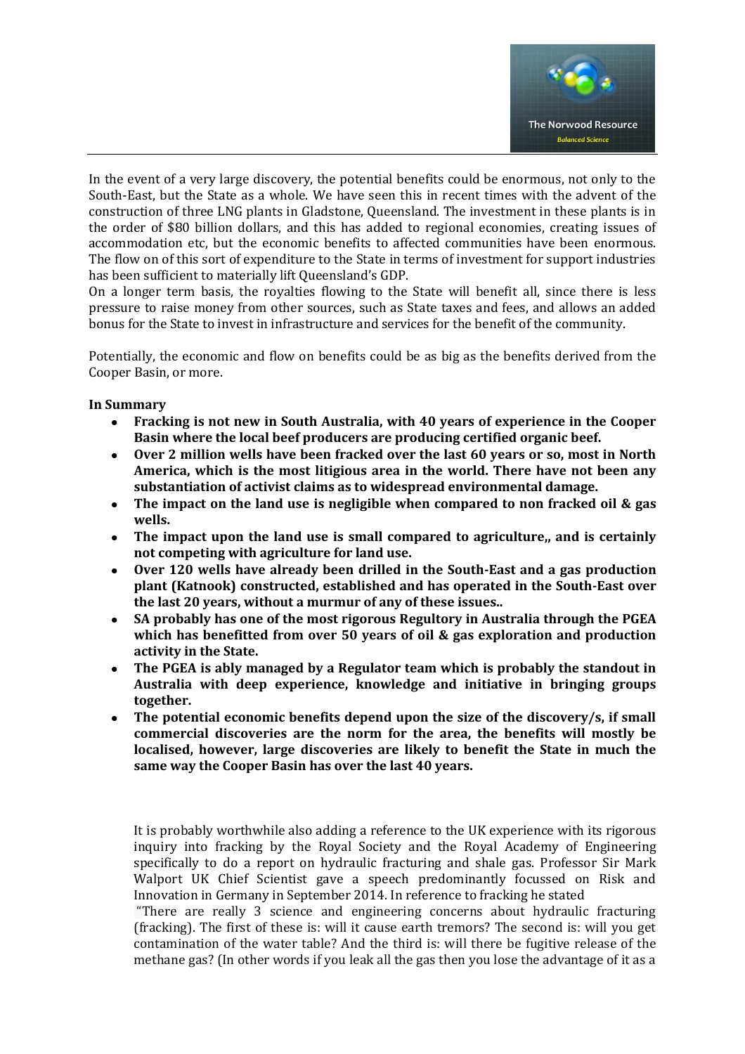In the event of a very large discovery, the potential benefits could be enormous, not only to the South-East, but the State as a whole. We have seen this in recent times with the advent of the construction of three LNG plants in Gladstone, Queensland. The investment in these plants is in the order of $80 billion dollars, and this has added to regional economies, creating issues of accommodation etc, but the economic benefits to affected communities have been enormous. The flow on of this sort of expenditure to the State in terms of investment for support industries has been sufficient to materially lift Queensland's GDP.

On a longer term basis, the royalties flowing to the State will benefit all, since there is less pressure to raise money from other sources, such as State taxes and fees, and allows an added bonus for the State to invest in infrastructure and services for the benefit of the community.

Potentially, the economic and flow on benefits could be as big as the benefits derived from the Cooper Basin, or more.

**In Summary**

- **Fracking is not new in South Australia, with 40 years of experience in the Cooper Basin where the local beef producers are producing certified organic beef.**
- **Over 2 million wells have been fracked over the last 60 years or so, most in North America, which is the most litigious area in the world. There have not been any substantiation of activist claims as to widespread environmental damage.**
- **The impact on the land use is negligible when compared to non fracked oil & gas wells.**
- **The impact upon the land use is small compared to agriculture,, and is certainly not competing with agriculture for land use.**
- **Over 120 wells have already been drilled in the South-East and a gas production plant (Katnook) constructed, established and has operated in the South-East over the last 20 years, without a murmur of any of these issues..**
- **SA probably has one of the most rigorous Regultory in Australia through the PGEA which has benefitted from over 50 years of oil & gas exploration and production activity in the State.**
- **The PGEA is ably managed by a Regulator team which is probably the standout in Australia with deep experience, knowledge and initiative in bringing groups together.**
- **The potential economic benefits depend upon the size of the discovery/s, if small commercial discoveries are the norm for the area, the benefits will mostly be localised, however, large discoveries are likely to benefit the State in much the same way the Cooper Basin has over the last 40 years.**

It is probably worthwhile also adding a reference to the UK experience with its rigorous inquiry into fracking by the Royal Society and the Royal Academy of Engineering specifically to do a report on hydraulic fracturing and shale gas. Professor Sir Mark Walport UK Chief Scientist gave a speech predominantly focussed on Risk and Innovation in Germany in September 2014. In reference to fracking he stated

"There are really 3 science and engineering concerns about hydraulic fracturing (fracking). The first of these is: will it cause earth tremors? The second is: will you get contamination of the water table? And the third is: will there be fugitive release of the methane gas? (In other words if you leak all the gas then you lose the advantage of it as a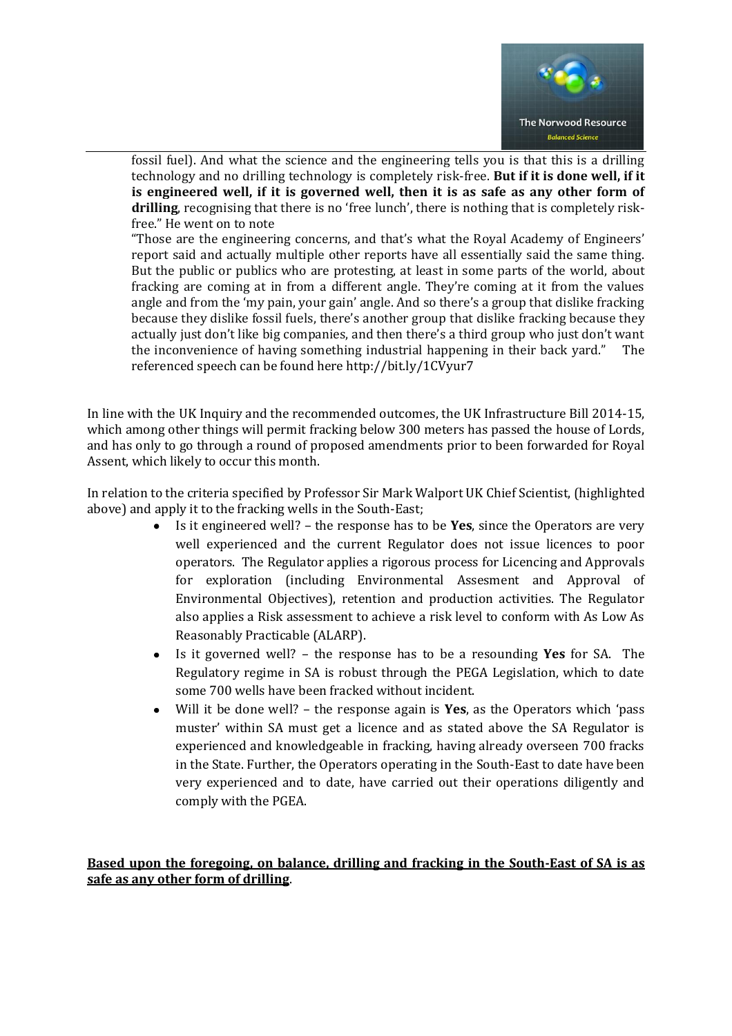fossil fuel). And what the science and the engineering tells you is that this is a drilling technology and no drilling technology is completely risk-free. **But if it is done well, if it is engineered well, if it is governed well, then it is as safe as any other form of drilling**, recognising that there is no 'free lunch', there is nothing that is completely risk-free." He went on to note

"Those are the engineering concerns, and that's what the Royal Academy of Engineers' report said and actually multiple other reports have all essentially said the same thing. But the public or publics who are protesting, at least in some parts of the world, about fracking are coming at in from a different angle. They're coming at it from the values angle and from the 'my pain, your gain' angle. And so there's a group that dislike fracking because they dislike fossil fuels, there's another group that dislike fracking because they actually just don't like big companies, and then there's a third group who just don't want the inconvenience of having something industrial happening in their back yard." The referenced speech can be found here http://bit.ly/1CVyur7

In line with the UK Inquiry and the recommended outcomes, the UK Infrastructure Bill 2014-15, which among other things will permit fracking below 300 meters has passed the house of Lords, and has only to go through a round of proposed amendments prior to been forwarded for Royal Assent, which likely to occur this month.

In relation to the criteria specified by Professor Sir Mark Walport UK Chief Scientist, (highlighted above) and apply it to the fracking wells in the South-East;

- Is it engineered well? – the response has to be **Yes**, since the Operators are very well experienced and the current Regulator does not issue licences to poor operators. The Regulator applies a rigorous process for Licencing and Approvals for exploration (including Environmental Assesment and Approval of Environmental Objectives), retention and production activities. The Regulator also applies a Risk assessment to achieve a risk level to conform with As Low As Reasonably Practicable (ALARP).
- Is it governed well? – the response has to be a resounding **Yes** for SA. The Regulatory regime in SA is robust through the PEGA Legislation, which to date some 700 wells have been fracked without incident.
- Will it be done well? – the response again is **Yes**, as the Operators which 'pass muster' within SA must get a licence and as stated above the SA Regulator is experienced and knowledgeable in fracking, having already overseen 700 fracks in the State. Further, the Operators operating in the South-East to date have been very experienced and to date, have carried out their operations diligently and comply with the PGEA.

**Based upon the foregoing, on balance, drilling and fracking in the South-East of SA is as safe as any other form of drilling**.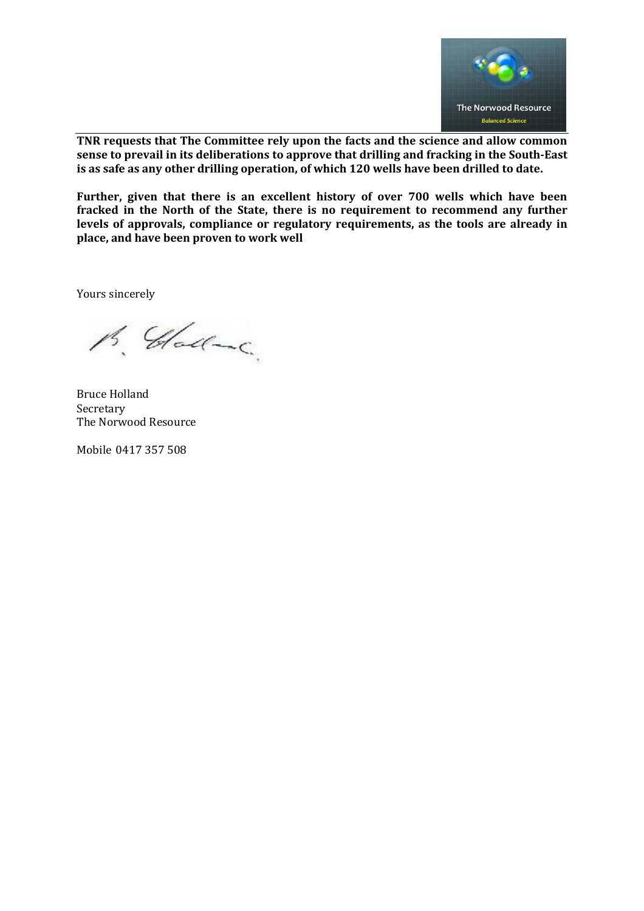**TNR requests that The Committee rely upon the facts and the science and allow common sense to prevail in its deliberations to approve that drilling and fracking in the South-East is as safe as any other drilling operation, of which 120 wells have been drilled to date.**

**Further, given that there is an excellent history of over 700 wells which have been fracked in the North of the State, there is no requirement to recommend any further levels of approvals, compliance or regulatory requirements, as the tools are already in place, and have been proven to work well**

Yours sincerely

Bruce Holland
Secretary
The Norwood Resource

Mobile 0417 357 508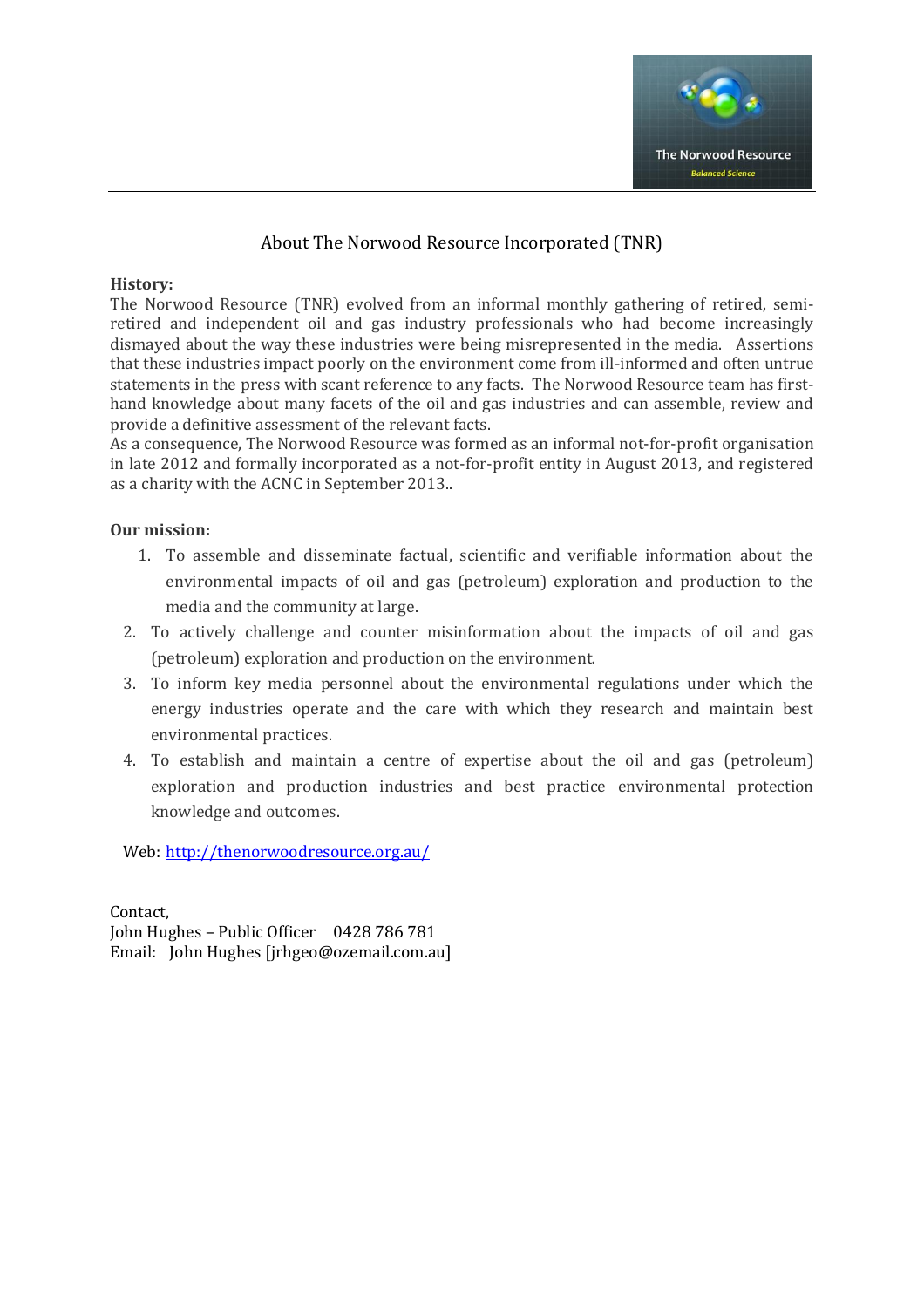The Norwood Resource
*Balanced Science*

## About The Norwood Resource Incorporated (TNR)

**History:**

The Norwood Resource (TNR) evolved from an informal monthly gathering of retired, semi-retired and independent oil and gas industry professionals who had become increasingly dismayed about the way these industries were being misrepresented in the media. Assertions that these industries impact poorly on the environment come from ill-informed and often untrue statements in the press with scant reference to any facts. The Norwood Resource team has first-hand knowledge about many facets of the oil and gas industries and can assemble, review and provide a definitive assessment of the relevant facts.

As a consequence, The Norwood Resource was formed as an informal not-for-profit organisation in late 2012 and formally incorporated as a not-for-profit entity in August 2013, and registered as a charity with the ACNC in September 2013..

**Our mission:**

1. To assemble and disseminate factual, scientific and verifiable information about the environmental impacts of oil and gas (petroleum) exploration and production to the media and the community at large.
2. To actively challenge and counter misinformation about the impacts of oil and gas (petroleum) exploration and production on the environment.
3. To inform key media personnel about the environmental regulations under which the energy industries operate and the care with which they research and maintain best environmental practices.
4. To establish and maintain a centre of expertise about the oil and gas (petroleum) exploration and production industries and best practice environmental protection knowledge and outcomes.

Web: [http://thenorwoodresource.org.au/](http://thenorwoodresource.org.au/)

Contact,
John Hughes – Public Officer 0428 786 781
Email: John Hughes [jrhgeo@ozemail.com.au]